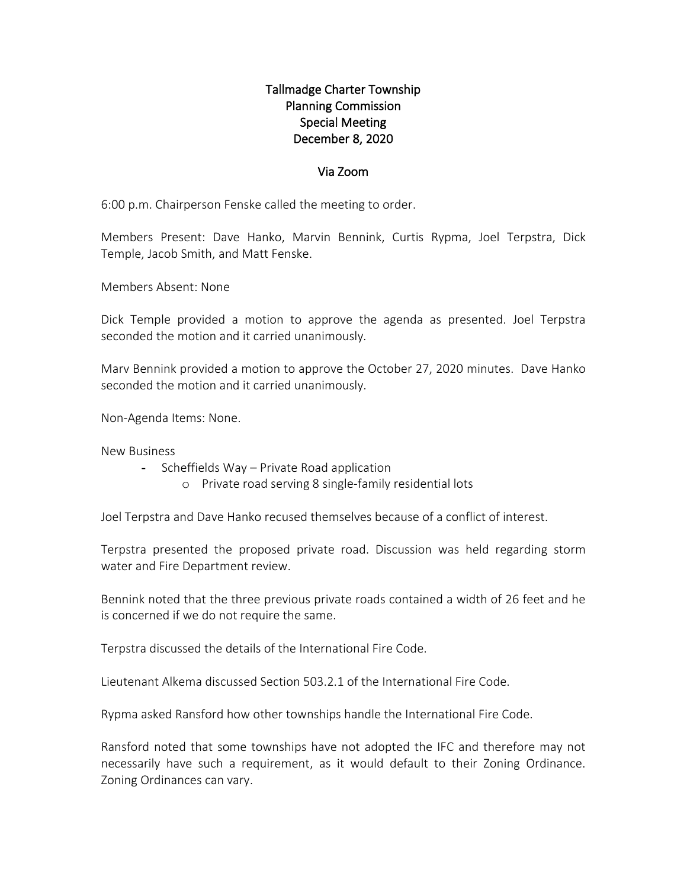# Tallmadge Charter Township
## Planning Commission
## Special Meeting
## December 8, 2020

### Via Zoom

6:00 p.m. Chairperson Fenske called the meeting to order.

Members Present: Dave Hanko, Marvin Bennink, Curtis Rypma, Joel Terpstra, Dick Temple, Jacob Smith, and Matt Fenske.

Members Absent: None

Dick Temple provided a motion to approve the agenda as presented. Joel Terpstra seconded the motion and it carried unanimously.

Marv Bennink provided a motion to approve the October 27, 2020 minutes. Dave Hanko seconded the motion and it carried unanimously.

Non-Agenda Items: None.

New Business

- Scheffields Way – Private Road application
    - Private road serving 8 single-family residential lots

Joel Terpstra and Dave Hanko recused themselves because of a conflict of interest.

Terpstra presented the proposed private road. Discussion was held regarding storm water and Fire Department review.

Bennink noted that the three previous private roads contained a width of 26 feet and he is concerned if we do not require the same.

Terpstra discussed the details of the International Fire Code.

Lieutenant Alkema discussed Section 503.2.1 of the International Fire Code.

Rypma asked Ransford how other townships handle the International Fire Code.

Ransford noted that some townships have not adopted the IFC and therefore may not necessarily have such a requirement, as it would default to their Zoning Ordinance. Zoning Ordinances can vary.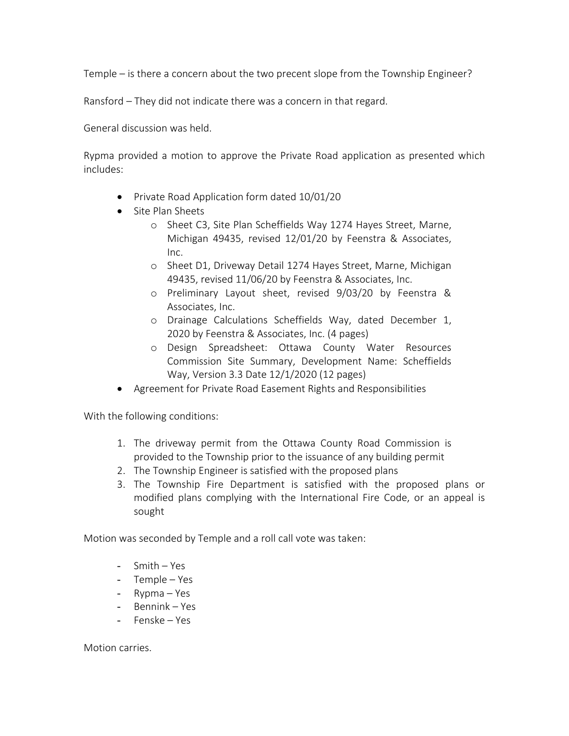Temple – is there a concern about the two precent slope from the Township Engineer?

Ransford – They did not indicate there was a concern in that regard.

General discussion was held.

Rypma provided a motion to approve the Private Road application as presented which includes:

- Private Road Application form dated 10/01/20
- Site Plan Sheets
    - Sheet C3, Site Plan Scheffields Way 1274 Hayes Street, Marne, Michigan 49435, revised 12/01/20 by Feenstra & Associates, Inc.
    - Sheet D1, Driveway Detail 1274 Hayes Street, Marne, Michigan 49435, revised 11/06/20 by Feenstra & Associates, Inc.
    - Preliminary Layout sheet, revised 9/03/20 by Feenstra & Associates, Inc.
    - Drainage Calculations Scheffields Way, dated December 1, 2020 by Feenstra & Associates, Inc. (4 pages)
    - Design Spreadsheet: Ottawa County Water Resources Commission Site Summary, Development Name: Scheffields Way, Version 3.3 Date 12/1/2020 (12 pages)
- Agreement for Private Road Easement Rights and Responsibilities

With the following conditions:

1. The driveway permit from the Ottawa County Road Commission is provided to the Township prior to the issuance of any building permit
2. The Township Engineer is satisfied with the proposed plans
3. The Township Fire Department is satisfied with the proposed plans or modified plans complying with the International Fire Code, or an appeal is sought

Motion was seconded by Temple and a roll call vote was taken:

- Smith – Yes
- Temple – Yes
- Rypma – Yes
- Bennink – Yes
- Fenske – Yes

Motion carries.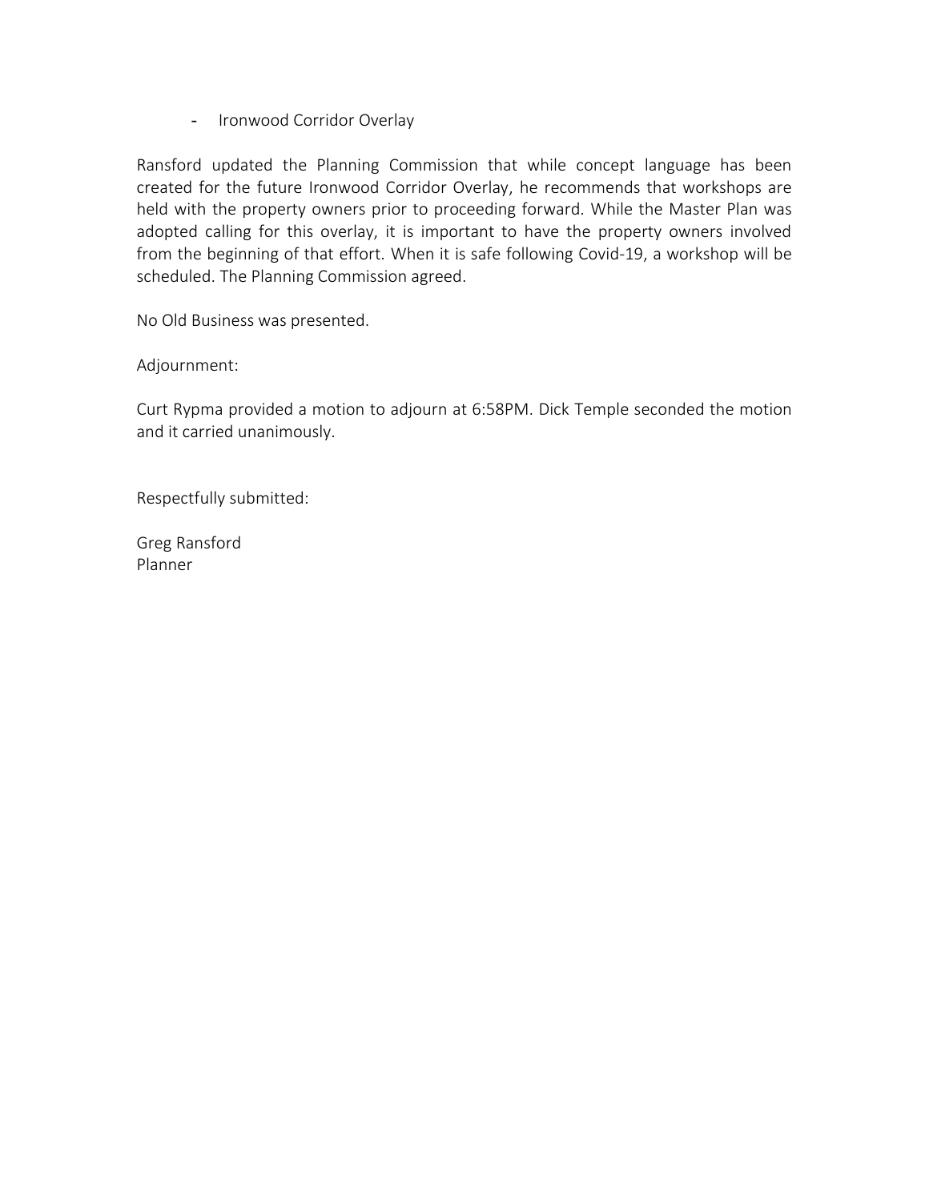- Ironwood Corridor Overlay

Ransford updated the Planning Commission that while concept language has been created for the future Ironwood Corridor Overlay, he recommends that workshops are held with the property owners prior to proceeding forward. While the Master Plan was adopted calling for this overlay, it is important to have the property owners involved from the beginning of that effort. When it is safe following Covid-19, a workshop will be scheduled. The Planning Commission agreed.

No Old Business was presented.

Adjournment:

Curt Rypma provided a motion to adjourn at 6:58PM. Dick Temple seconded the motion and it carried unanimously.

Respectfully submitted:

Greg Ransford
Planner